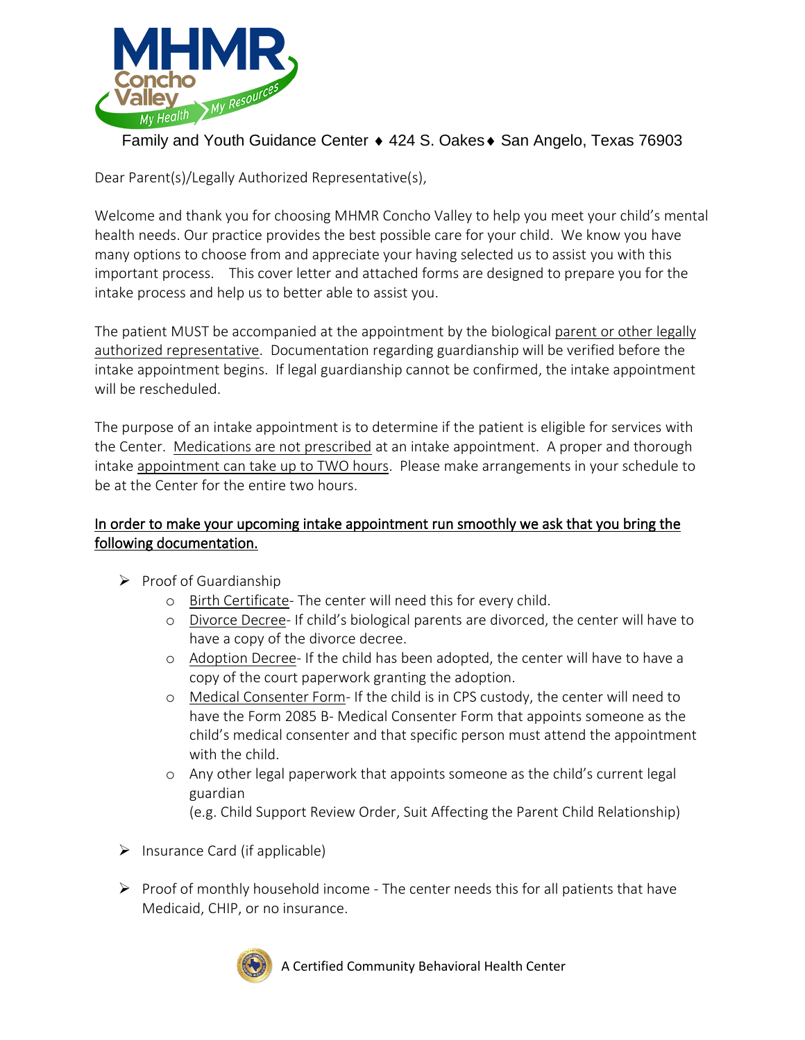MHMR Concho Valley — My Health, My Resources

Family and Youth Guidance Center ♦ 424 S. Oakes♦ San Angelo, Texas 76903

Dear Parent(s)/Legally Authorized Representative(s),

Welcome and thank you for choosing MHMR Concho Valley to help you meet your child's mental health needs. Our practice provides the best possible care for your child. We know you have many options to choose from and appreciate your having selected us to assist you with this important process. This cover letter and attached forms are designed to prepare you for the intake process and help us to better able to assist you.

The patient MUST be accompanied at the appointment by the biological parent or other legally authorized representative. Documentation regarding guardianship will be verified before the intake appointment begins. If legal guardianship cannot be confirmed, the intake appointment will be rescheduled.

The purpose of an intake appointment is to determine if the patient is eligible for services with the Center. Medications are not prescribed at an intake appointment. A proper and thorough intake appointment can take up to TWO hours. Please make arrangements in your schedule to be at the Center for the entire two hours.

**In order to make your upcoming intake appointment run smoothly we ask that you bring the following documentation.**

- Proof of Guardianship
  - Birth Certificate- The center will need this for every child.
  - Divorce Decree- If child's biological parents are divorced, the center will have to have a copy of the divorce decree.
  - Adoption Decree- If the child has been adopted, the center will have to have a copy of the court paperwork granting the adoption.
  - Medical Consenter Form- If the child is in CPS custody, the center will need to have the Form 2085 B- Medical Consenter Form that appoints someone as the child's medical consenter and that specific person must attend the appointment with the child.
  - Any other legal paperwork that appoints someone as the child's current legal guardian
    (e.g. Child Support Review Order, Suit Affecting the Parent Child Relationship)
- Insurance Card (if applicable)
- Proof of monthly household income - The center needs this for all patients that have Medicaid, CHIP, or no insurance.

A Certified Community Behavioral Health Center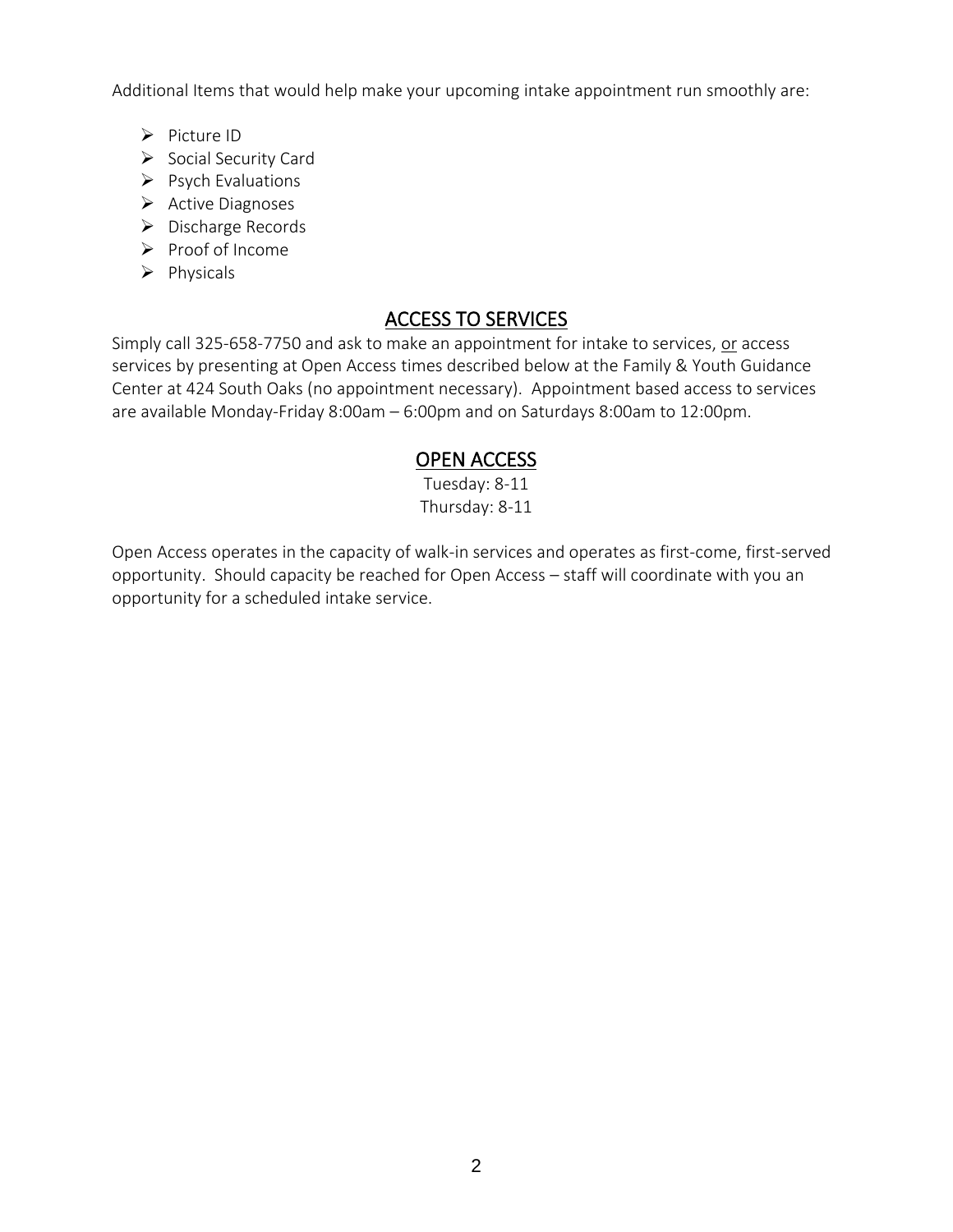Additional Items that would help make your upcoming intake appointment run smoothly are:

- Picture ID
- Social Security Card
- Psych Evaluations
- Active Diagnoses
- Discharge Records
- Proof of Income
- Physicals

## ACCESS TO SERVICES

Simply call 325-658-7750 and ask to make an appointment for intake to services, or access services by presenting at Open Access times described below at the Family & Youth Guidance Center at 424 South Oaks (no appointment necessary). Appointment based access to services are available Monday-Friday 8:00am – 6:00pm and on Saturdays 8:00am to 12:00pm.

## OPEN ACCESS

Tuesday: 8-11
Thursday: 8-11

Open Access operates in the capacity of walk-in services and operates as first-come, first-served opportunity. Should capacity be reached for Open Access – staff will coordinate with you an opportunity for a scheduled intake service.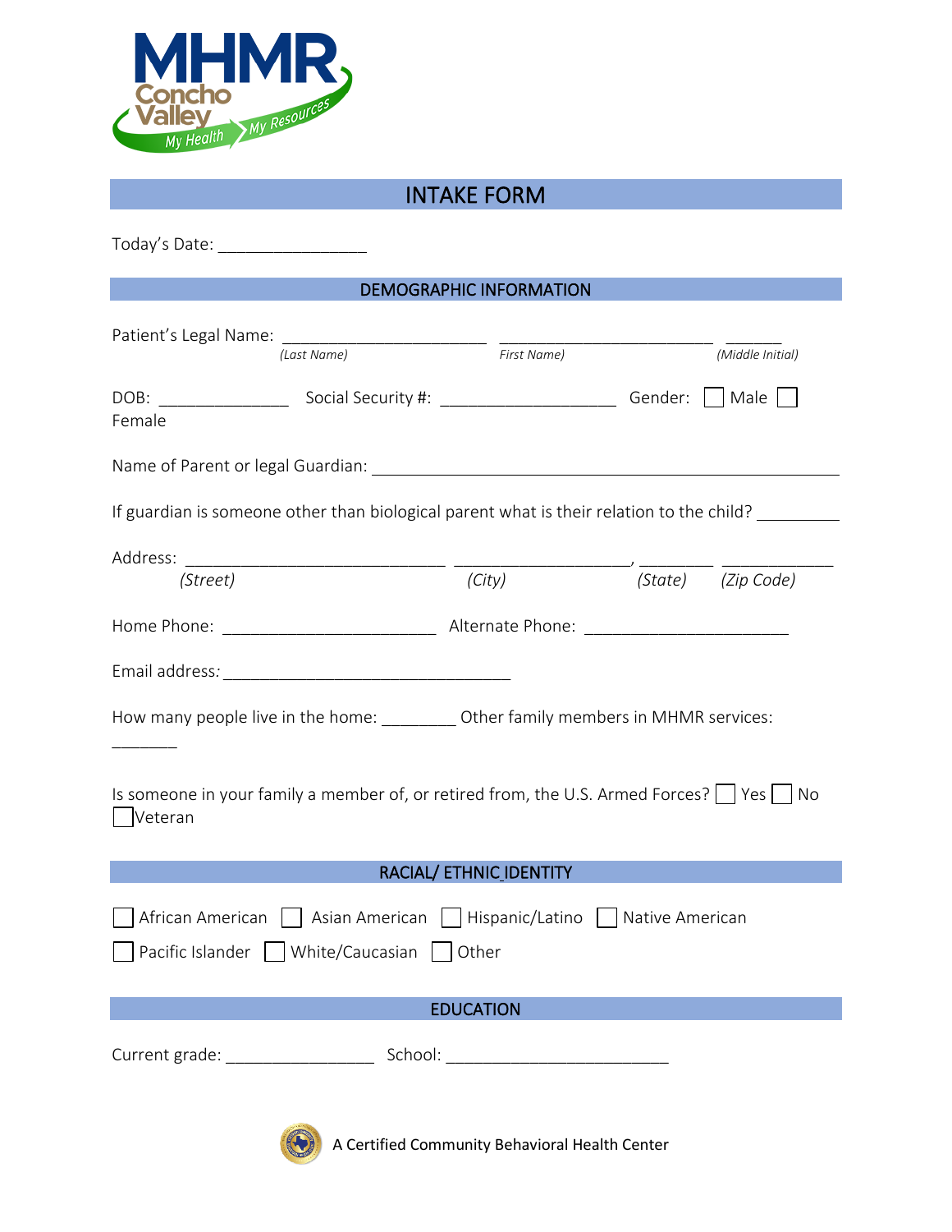# INTAKE FORM

Today's Date: ________________

## DEMOGRAPHIC INFORMATION

Patient's Legal Name: ______________________ ________________________ ______
*(Last Name)* *First Name)* *(Middle Initial)*

DOB: ______________ Social Security #: ___________________ Gender: ☐ Male ☐ Female

Name of Parent or legal Guardian: ___________________________________________________

If guardian is someone other than biological parent what is their relation to the child? _________

Address: ____________________________ __________________, ________ ____________
*(Street)* *(City)* *(State)* *(Zip Code)*

Home Phone: _______________________ Alternate Phone: ______________________

Email address: _______________________________

How many people live in the home: ________ Other family members in MHMR services: _______

Is someone in your family a member of, or retired from, the U.S. Armed Forces? ☐ Yes ☐ No ☐ Veteran

## RACIAL/ ETHNIC IDENTITY

☐ African American ☐ Asian American ☐ Hispanic/Latino ☐ Native American

☐ Pacific Islander ☐ White/Caucasian ☐ Other

## EDUCATION

Current grade: ________________ School: ________________________

A Certified Community Behavioral Health Center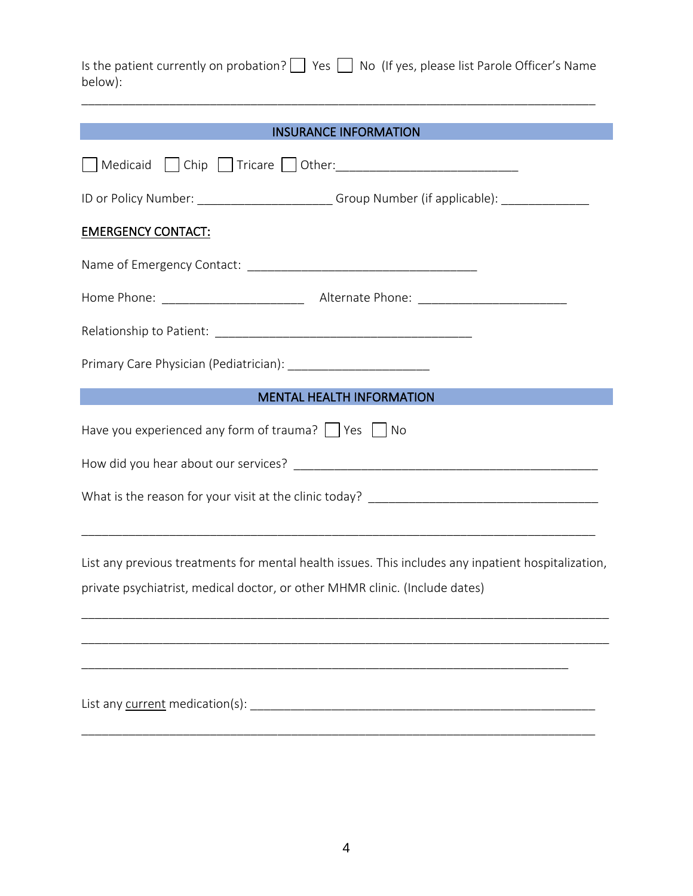Is the patient currently on probation? ☐ Yes ☐ No (If yes, please list Parole Officer's Name below):

_______________________________________________________________________________

## INSURANCE INFORMATION

☐ Medicaid ☐ Chip ☐ Tricare ☐ Other:___________________________

ID or Policy Number: ____________________ Group Number (if applicable): _____________

**EMERGENCY CONTACT:**

Name of Emergency Contact: ___________________________________

Home Phone: _____________________ Alternate Phone: ______________________

Relationship to Patient: _______________________________________

Primary Care Physician (Pediatrician): _____________________

## MENTAL HEALTH INFORMATION

Have you experienced any form of trauma? ☐ Yes ☐ No

How did you hear about our services? _____________________________________________

What is the reason for your visit at the clinic today? __________________________________

_______________________________________________________________________________

List any previous treatments for mental health issues. This includes any inpatient hospitalization, private psychiatrist, medical doctor, or other MHMR clinic. (Include dates)

_______________________________________________________________________________

_______________________________________________________________________________

_______________________________________________________________________________

List any current medication(s): ____________________________________________________

_______________________________________________________________________________